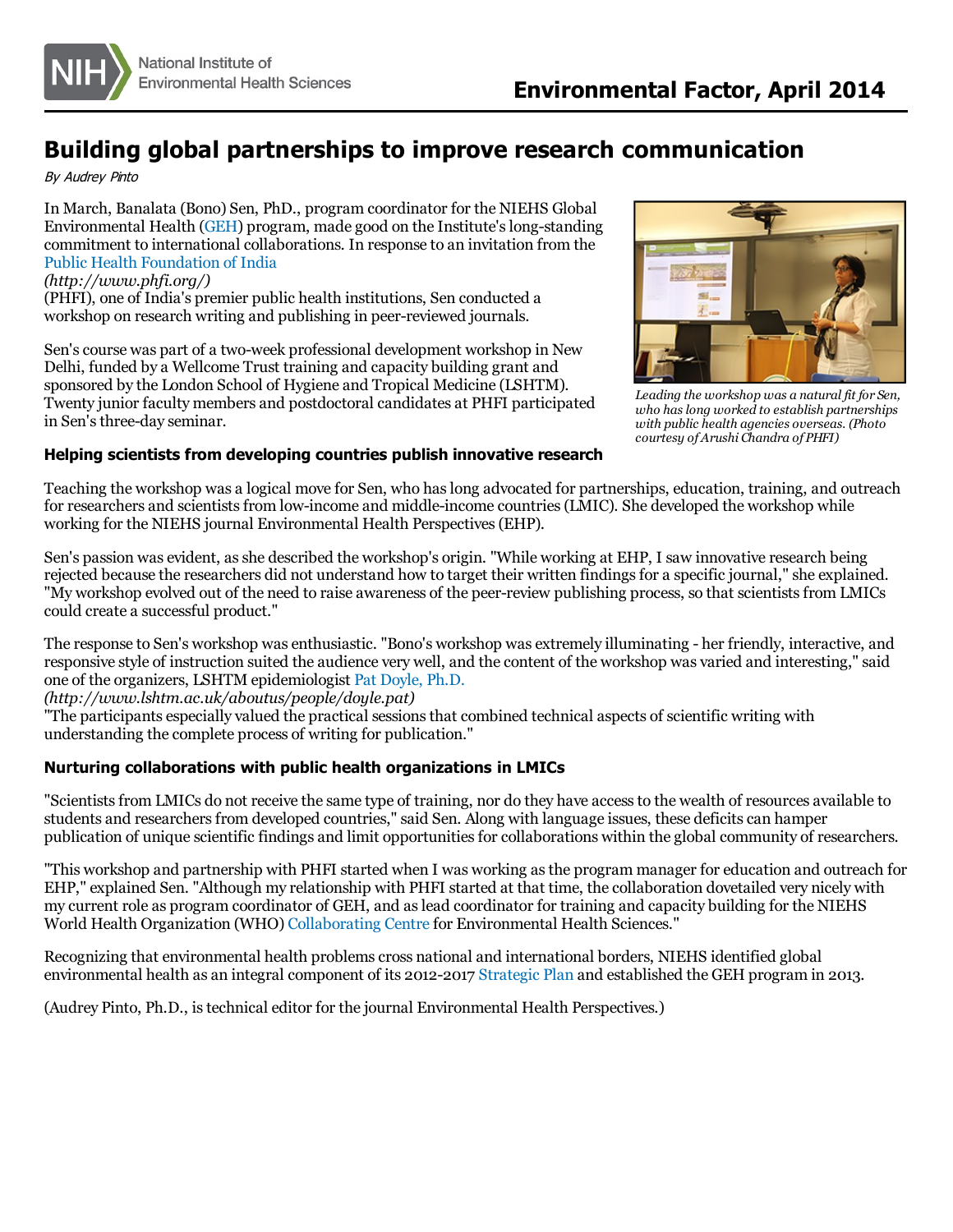# Building global partnerships to improve research communication

*By Audrey Pinto*

In March, Banalata (Bono) Sen, PhD., program coordinator for the NIEHS Global Environmental Health (GEH) program, made good on the Institute's long-standing commitment to international collaborations. In response to an invitation from the Public Health Foundation of India *(http://www.phfi.org/)* (PHFI), one of India's premier public health institutions, Sen conducted a workshop on research writing and publishing in peer-reviewed journals.

Sen's course was part of a two-week professional development workshop in New Delhi, funded by a Wellcome Trust training and capacity building grant and sponsored by the London School of Hygiene and Tropical Medicine (LSHTM). Twenty junior faculty members and postdoctoral candidates at PHFI participated in Sen's three-day seminar.

*Leading the workshop was a natural fit for Sen, who has long worked to establish partnerships with public health agencies overseas. (Photo courtesy of Arushi Chandra of PHFI)*

### Helping scientists from developing countries publish innovative research

Teaching the workshop was a logical move for Sen, who has long advocated for partnerships, education, training, and outreach for researchers and scientists from low-income and middle-income countries (LMIC). She developed the workshop while working for the NIEHS journal Environmental Health Perspectives (EHP).

Sen's passion was evident, as she described the workshop's origin. "While working at EHP, I saw innovative research being rejected because the researchers did not understand how to target their written findings for a specific journal," she explained. "My workshop evolved out of the need to raise awareness of the peer-review publishing process, so that scientists from LMICs could create a successful product."

The response to Sen's workshop was enthusiastic. "Bono's workshop was extremely illuminating - her friendly, interactive, and responsive style of instruction suited the audience very well, and the content of the workshop was varied and interesting," said one of the organizers, LSHTM epidemiologist Pat Doyle, Ph.D. *(http://www.lshtm.ac.uk/aboutus/people/doyle.pat)* "The participants especially valued the practical sessions that combined technical aspects of scientific writing with understanding the complete process of writing for publication."

### Nurturing collaborations with public health organizations in LMICs

"Scientists from LMICs do not receive the same type of training, nor do they have access to the wealth of resources available to students and researchers from developed countries," said Sen. Along with language issues, these deficits can hamper publication of unique scientific findings and limit opportunities for collaborations within the global community of researchers.

"This workshop and partnership with PHFI started when I was working as the program manager for education and outreach for EHP," explained Sen. "Although my relationship with PHFI started at that time, the collaboration dovetailed very nicely with my current role as program coordinator of GEH, and as lead coordinator for training and capacity building for the NIEHS World Health Organization (WHO) Collaborating Centre for Environmental Health Sciences."

Recognizing that environmental health problems cross national and international borders, NIEHS identified global environmental health as an integral component of its 2012-2017 Strategic Plan and established the GEH program in 2013.

(Audrey Pinto, Ph.D., is technical editor for the journal Environmental Health Perspectives.)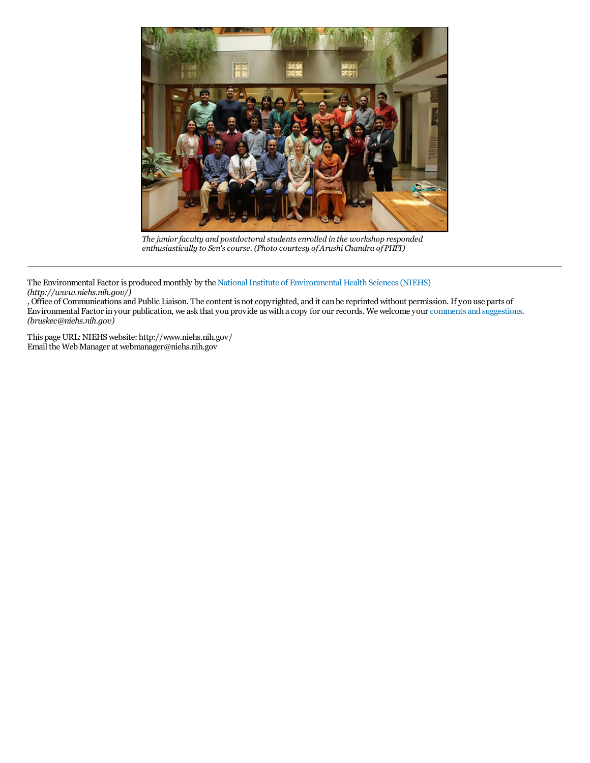*The junior faculty and postdoctoral students enrolled in the workshop responded enthusiastically to Sen's course. (Photo courtesy of Arushi Chandra of PHFI)*

---

The Environmental Factor is produced monthly by the National Institute of Environmental Health Sciences (NIEHS) *(http://www.niehs.nih.gov/)*
, Office of Communications and Public Liaison. The content is not copyrighted, and it can be reprinted without permission. If you use parts of Environmental Factor in your publication, we ask that you provide us with a copy for our records. We welcome your comments and suggestions. *(bruskec@niehs.nih.gov)*

This page URL: NIEHS website: http://www.niehs.nih.gov/
Email the Web Manager at webmanager@niehs.nih.gov